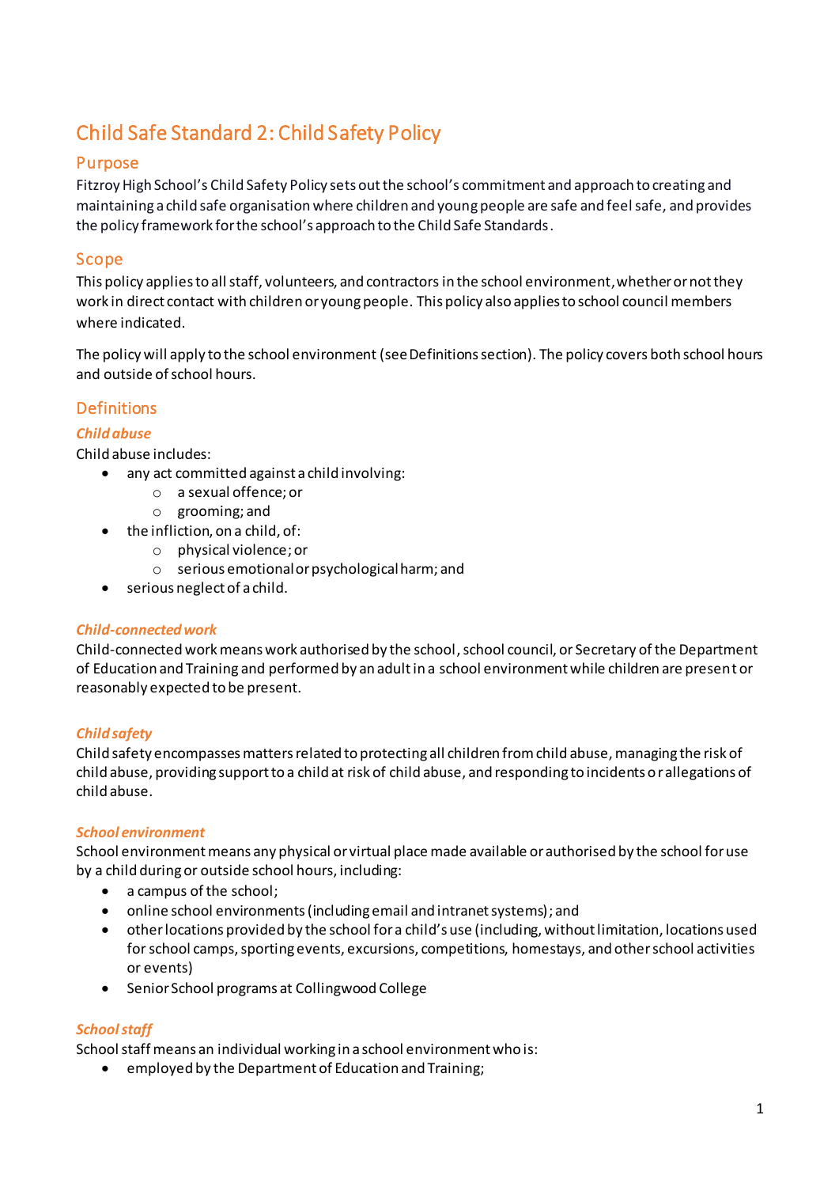# Child Safe Standard 2: Child Safety Policy

## Purpose

Fitzroy High School's Child Safety Policy sets out the school's commitment and approach to creating and maintaining a child safe organisation where children and young people are safe and feel safe, and provides the policy framework for the school's approach to the Child Safe Standards.

## Scope

This policy applies to all staff, volunteers, and contractors in the school environment, whether or not they work in direct contact with children or young people. This policy also applies to school council members where indicated.

The policy will apply to the school environment (see Definitions section). The policy covers both school hours and outside of school hours.

## Definitions

### *Child abuse*

Child abuse includes:

- any act committed against a child involving:
  - a sexual offence; or
  - grooming; and
- the infliction, on a child, of:
  - physical violence; or
  - serious emotional or psychological harm; and
- serious neglect of a child.

### *Child-connected work*

Child-connected work means work authorised by the school, school council, or Secretary of the Department of Education and Training and performed by an adult in a school environment while children are present or reasonably expected to be present.

### *Child safety*

Child safety encompasses matters related to protecting all children from child abuse, managing the risk of child abuse, providing support to a child at risk of child abuse, and responding to incidents or allegations of child abuse.

### *School environment*

School environment means any physical or virtual place made available or authorised by the school for use by a child during or outside school hours, including:

- a campus of the school;
- online school environments (including email and intranet systems); and
- other locations provided by the school for a child's use (including, without limitation, locations used for school camps, sporting events, excursions, competitions, homestays, and other school activities or events)
- Senior School programs at Collingwood College

### *School staff*

School staff means an individual working in a school environment who is:

- employed by the Department of Education and Training;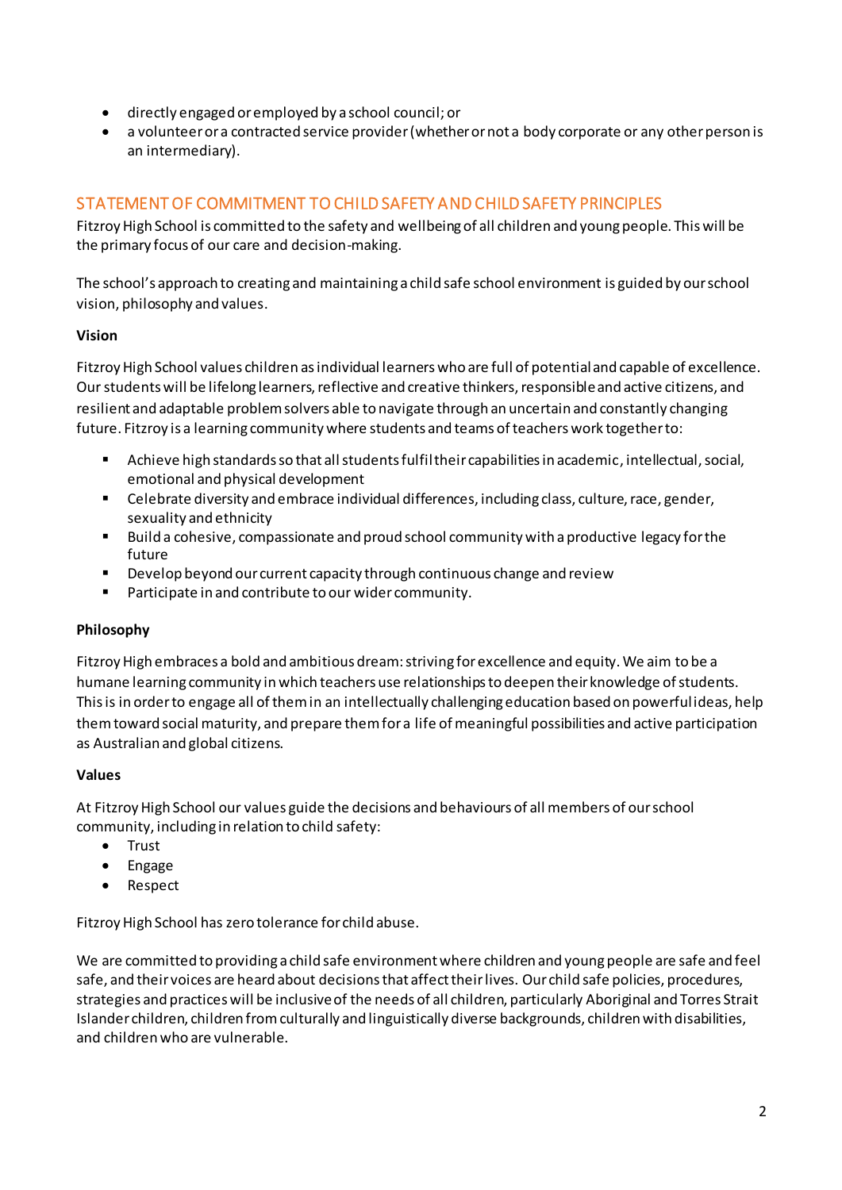- directly engaged or employed by a school council; or
- a volunteer or a contracted service provider (whether or not a body corporate or any other person is an intermediary).

## STATEMENT OF COMMITMENT TO CHILD SAFETY AND CHILD SAFETY PRINCIPLES

Fitzroy High School is committed to the safety and wellbeing of all children and young people. This will be the primary focus of our care and decision-making.

The school's approach to creating and maintaining a child safe school environment is guided by our school vision, philosophy and values.

**Vision**

Fitzroy High School values children as individual learners who are full of potential and capable of excellence. Our students will be lifelong learners, reflective and creative thinkers, responsible and active citizens, and resilient and adaptable problem solvers able to navigate through an uncertain and constantly changing future. Fitzroy is a learning community where students and teams of teachers work together to:

- Achieve high standards so that all students fulfil their capabilities in academic, intellectual, social, emotional and physical development
- Celebrate diversity and embrace individual differences, including class, culture, race, gender, sexuality and ethnicity
- Build a cohesive, compassionate and proud school community with a productive legacy for the future
- Develop beyond our current capacity through continuous change and review
- Participate in and contribute to our wider community.

**Philosophy**

Fitzroy High embraces a bold and ambitious dream: striving for excellence and equity. We aim to be a humane learning community in which teachers use relationships to deepen their knowledge of students. This is in order to engage all of them in an intellectually challenging education based on powerful ideas, help them toward social maturity, and prepare them for a life of meaningful possibilities and active participation as Australian and global citizens.

**Values**

At Fitzroy High School our values guide the decisions and behaviours of all members of our school community, including in relation to child safety:

- Trust
- Engage
- Respect

Fitzroy High School has zero tolerance for child abuse.

We are committed to providing a child safe environment where children and young people are safe and feel safe, and their voices are heard about decisions that affect their lives. Our child safe policies, procedures, strategies and practices will be inclusive of the needs of all children, particularly Aboriginal and Torres Strait Islander children, children from culturally and linguistically diverse backgrounds, children with disabilities, and children who are vulnerable.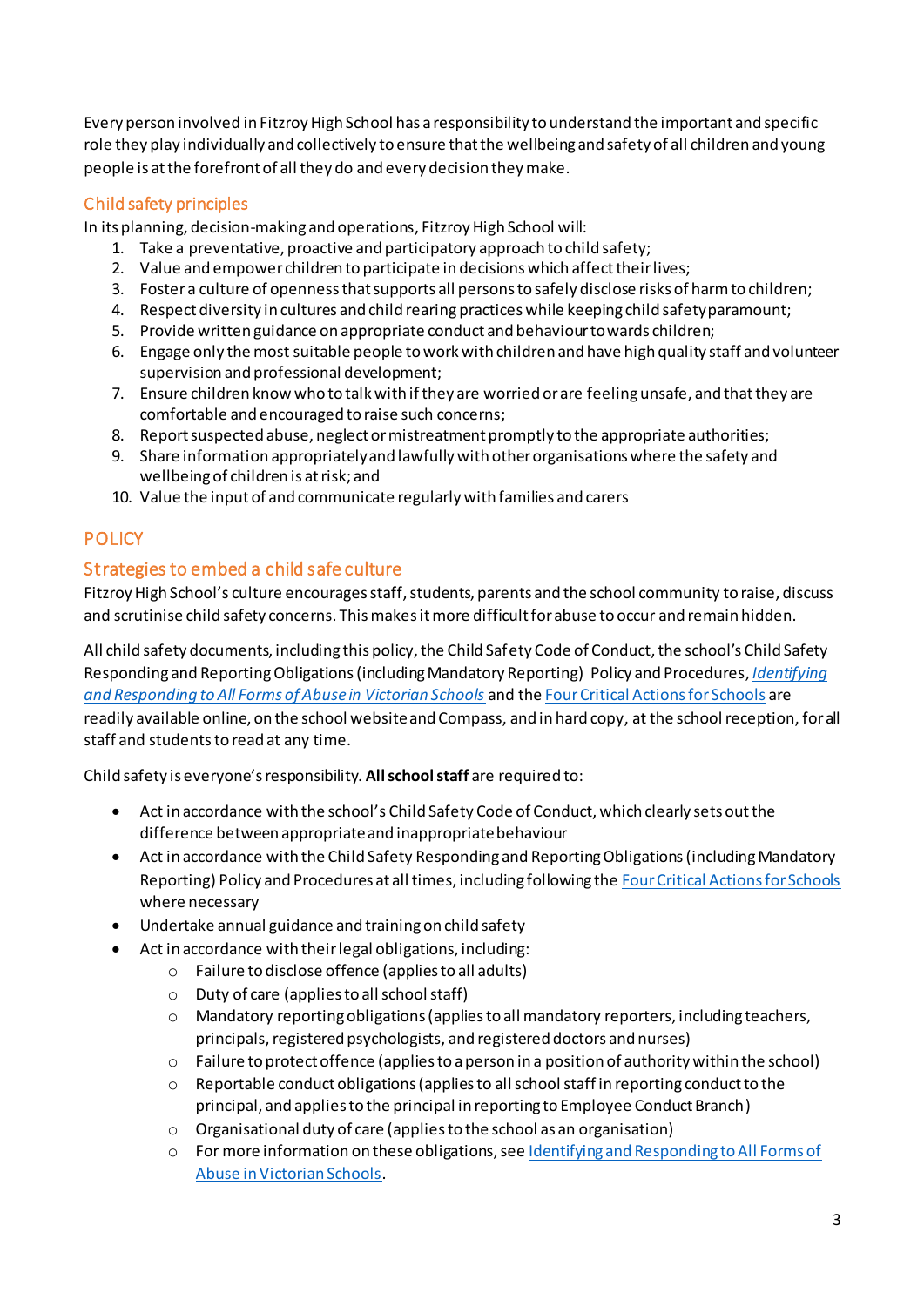Every person involved in Fitzroy High School has a responsibility to understand the important and specific role they play individually and collectively to ensure that the wellbeing and safety of all children and young people is at the forefront of all they do and every decision they make.

## Child safety principles

In its planning, decision-making and operations, Fitzroy High School will:

1. Take a preventative, proactive and participatory approach to child safety;
2. Value and empower children to participate in decisions which affect their lives;
3. Foster a culture of openness that supports all persons to safely disclose risks of harm to children;
4. Respect diversity in cultures and child rearing practices while keeping child safety paramount;
5. Provide written guidance on appropriate conduct and behaviour towards children;
6. Engage only the most suitable people to work with children and have high quality staff and volunteer supervision and professional development;
7. Ensure children know who to talk with if they are worried or are feeling unsafe, and that they are comfortable and encouraged to raise such concerns;
8. Report suspected abuse, neglect or mistreatment promptly to the appropriate authorities;
9. Share information appropriately and lawfully with other organisations where the safety and wellbeing of children is at risk; and
10. Value the input of and communicate regularly with families and carers

# POLICY

## Strategies to embed a child safe culture

Fitzroy High School's culture encourages staff, students, parents and the school community to raise, discuss and scrutinise child safety concerns. This makes it more difficult for abuse to occur and remain hidden.

All child safety documents, including this policy, the Child Safety Code of Conduct, the school's Child Safety Responding and Reporting Obligations (including Mandatory Reporting) Policy and Procedures, *Identifying and Responding to All Forms of Abuse in Victorian Schools* and the Four Critical Actions for Schools are readily available online, on the school website and Compass, and in hard copy, at the school reception, for all staff and students to read at any time.

Child safety is everyone's responsibility. **All school staff** are required to:

- Act in accordance with the school's Child Safety Code of Conduct, which clearly sets out the difference between appropriate and inappropriate behaviour
- Act in accordance with the Child Safety Responding and Reporting Obligations (including Mandatory Reporting) Policy and Procedures at all times, including following the Four Critical Actions for Schools where necessary
- Undertake annual guidance and training on child safety
- Act in accordance with their legal obligations, including:
  - Failure to disclose offence (applies to all adults)
  - Duty of care (applies to all school staff)
  - Mandatory reporting obligations (applies to all mandatory reporters, including teachers, principals, registered psychologists, and registered doctors and nurses)
  - Failure to protect offence (applies to a person in a position of authority within the school)
  - Reportable conduct obligations (applies to all school staff in reporting conduct to the principal, and applies to the principal in reporting to Employee Conduct Branch)
  - Organisational duty of care (applies to the school as an organisation)
  - For more information on these obligations, see Identifying and Responding to All Forms of Abuse in Victorian Schools.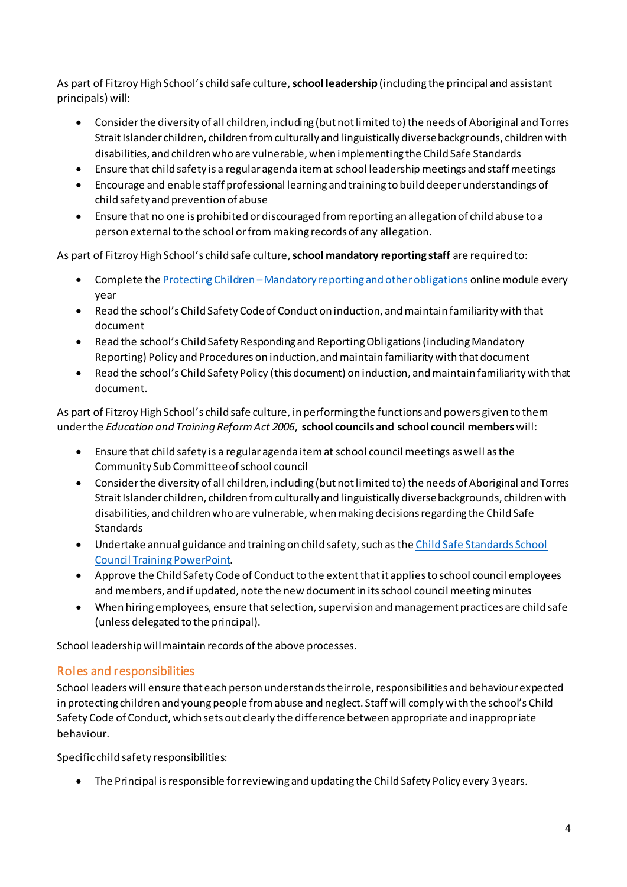As part of Fitzroy High School's child safe culture, **school leadership** (including the principal and assistant principals) will:

- Consider the diversity of all children, including (but not limited to) the needs of Aboriginal and Torres Strait Islander children, children from culturally and linguistically diverse backgrounds, children with disabilities, and children who are vulnerable, when implementing the Child Safe Standards
- Ensure that child safety is a regular agenda item at school leadership meetings and staff meetings
- Encourage and enable staff professional learning and training to build deeper understandings of child safety and prevention of abuse
- Ensure that no one is prohibited or discouraged from reporting an allegation of child abuse to a person external to the school or from making records of any allegation.

As part of Fitzroy High School's child safe culture, **school mandatory reporting staff** are required to:

- Complete the Protecting Children – Mandatory reporting and other obligations online module every year
- Read the school's Child Safety Code of Conduct on induction, and maintain familiarity with that document
- Read the school's Child Safety Responding and Reporting Obligations (including Mandatory Reporting) Policy and Procedures on induction, and maintain familiarity with that document
- Read the school's Child Safety Policy (this document) on induction, and maintain familiarity with that document.

As part of Fitzroy High School's child safe culture, in performing the functions and powers given to them under the *Education and Training Reform Act 2006*, **school councils and school council members** will:

- Ensure that child safety is a regular agenda item at school council meetings as well as the Community Sub Committee of school council
- Consider the diversity of all children, including (but not limited to) the needs of Aboriginal and Torres Strait Islander children, children from culturally and linguistically diverse backgrounds, children with disabilities, and children who are vulnerable, when making decisions regarding the Child Safe Standards
- Undertake annual guidance and training on child safety, such as the Child Safe Standards School Council Training PowerPoint.
- Approve the Child Safety Code of Conduct to the extent that it applies to school council employees and members, and if updated, note the new document in its school council meeting minutes
- When hiring employees, ensure that selection, supervision and management practices are child safe (unless delegated to the principal).

School leadership will maintain records of the above processes.

## Roles and responsibilities

School leaders will ensure that each person understands their role, responsibilities and behaviour expected in protecting children and young people from abuse and neglect. Staff will comply with the school's Child Safety Code of Conduct, which sets out clearly the difference between appropriate and inappropriate behaviour.

Specific child safety responsibilities:

- The Principal is responsible for reviewing and updating the Child Safety Policy every 3 years.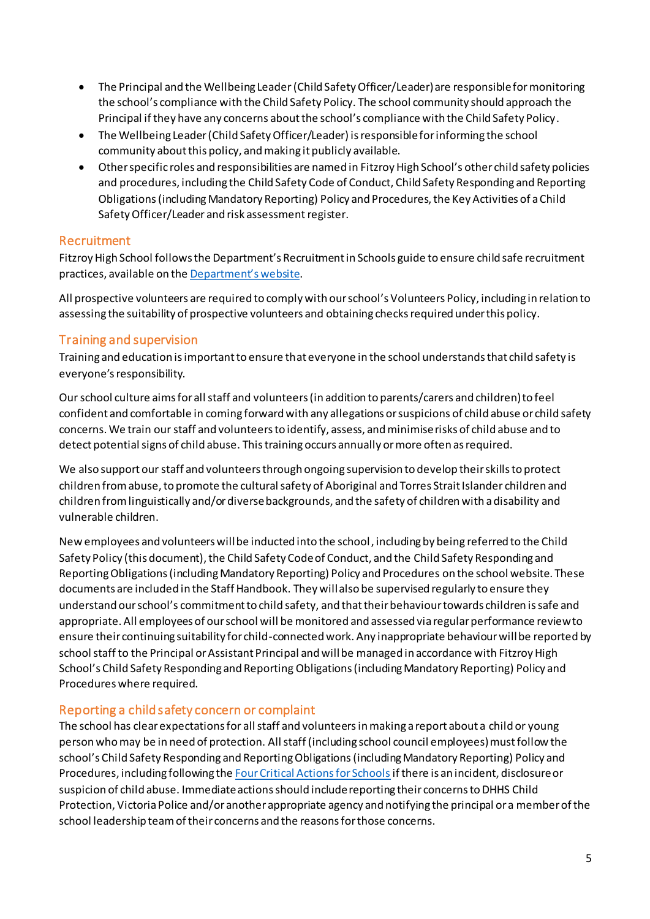- The Principal and the Wellbeing Leader (Child Safety Officer/Leader) are responsible for monitoring the school's compliance with the Child Safety Policy. The school community should approach the Principal if they have any concerns about the school's compliance with the Child Safety Policy.
- The Wellbeing Leader (Child Safety Officer/Leader) is responsible for informing the school community about this policy, and making it publicly available.
- Other specific roles and responsibilities are named in Fitzroy High School's other child safety policies and procedures, including the Child Safety Code of Conduct, Child Safety Responding and Reporting Obligations (including Mandatory Reporting) Policy and Procedures, the Key Activities of a Child Safety Officer/Leader and risk assessment register.

## Recruitment

Fitzroy High School follows the Department's Recruitment in Schools guide to ensure child safe recruitment practices, available on the [Department's website](#).

All prospective volunteers are required to comply with our school's Volunteers Policy, including in relation to assessing the suitability of prospective volunteers and obtaining checks required under this policy.

## Training and supervision

Training and education is important to ensure that everyone in the school understands that child safety is everyone's responsibility.

Our school culture aims for all staff and volunteers (in addition to parents/carers and children) to feel confident and comfortable in coming forward with any allegations or suspicions of child abuse or child safety concerns. We train our staff and volunteers to identify, assess, and minimise risks of child abuse and to detect potential signs of child abuse. This training occurs annually or more often as required.

We also support our staff and volunteers through ongoing supervision to develop their skills to protect children from abuse, to promote the cultural safety of Aboriginal and Torres Strait Islander children and children from linguistically and/or diverse backgrounds, and the safety of children with a disability and vulnerable children.

New employees and volunteers will be inducted into the school, including by being referred to the Child Safety Policy (this document), the Child Safety Code of Conduct, and the Child Safety Responding and Reporting Obligations (including Mandatory Reporting) Policy and Procedures on the school website. These documents are included in the Staff Handbook. They will also be supervised regularly to ensure they understand our school's commitment to child safety, and that their behaviour towards children is safe and appropriate. All employees of our school will be monitored and assessed via regular performance review to ensure their continuing suitability for child-connected work. Any inappropriate behaviour will be reported by school staff to the Principal or Assistant Principal and will be managed in accordance with Fitzroy High School's Child Safety Responding and Reporting Obligations (including Mandatory Reporting) Policy and Procedures where required.

## Reporting a child safety concern or complaint

The school has clear expectations for all staff and volunteers in making a report about a child or young person who may be in need of protection. All staff (including school council employees) must follow the school's Child Safety Responding and Reporting Obligations (including Mandatory Reporting) Policy and Procedures, including following the [Four Critical Actions for Schools](#) if there is an incident, disclosure or suspicion of child abuse. Immediate actions should include reporting their concerns to DHHS Child Protection, Victoria Police and/or another appropriate agency and notifying the principal or a member of the school leadership team of their concerns and the reasons for those concerns.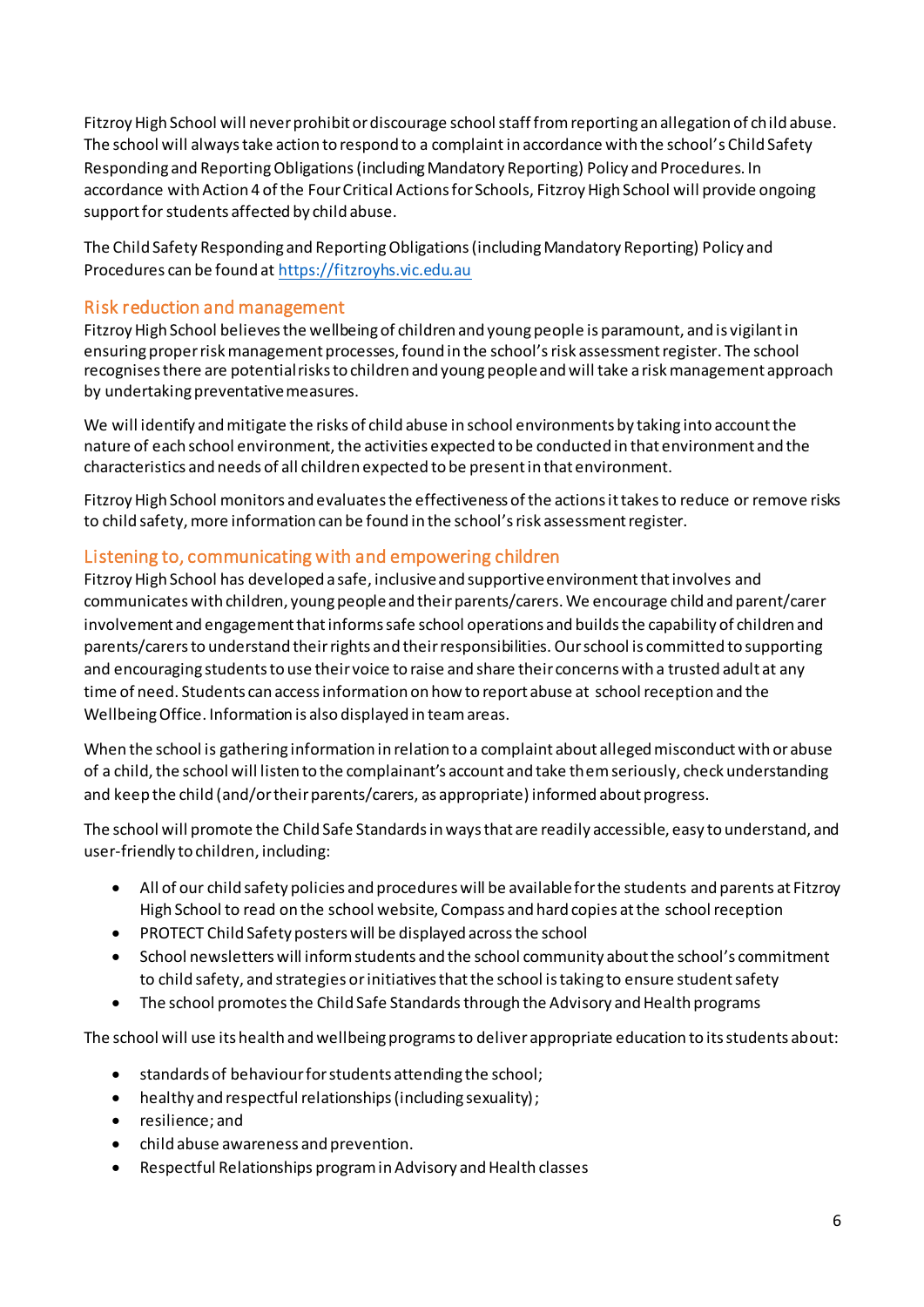Fitzroy High School will never prohibit or discourage school staff from reporting an allegation of child abuse. The school will always take action to respond to a complaint in accordance with the school's Child Safety Responding and Reporting Obligations (including Mandatory Reporting) Policy and Procedures. In accordance with Action 4 of the Four Critical Actions for Schools, Fitzroy High School will provide ongoing support for students affected by child abuse.

The Child Safety Responding and Reporting Obligations (including Mandatory Reporting) Policy and Procedures can be found at [https://fitzroyhs.vic.edu.au](https://fitzroyhs.vic.edu.au)

## Risk reduction and management

Fitzroy High School believes the wellbeing of children and young people is paramount, and is vigilant in ensuring proper risk management processes, found in the school's risk assessment register. The school recognises there are potential risks to children and young people and will take a risk management approach by undertaking preventative measures.

We will identify and mitigate the risks of child abuse in school environments by taking into account the nature of each school environment, the activities expected to be conducted in that environment and the characteristics and needs of all children expected to be present in that environment.

Fitzroy High School monitors and evaluates the effectiveness of the actions it takes to reduce or remove risks to child safety, more information can be found in the school's risk assessment register.

## Listening to, communicating with and empowering children

Fitzroy High School has developed a safe, inclusive and supportive environment that involves and communicates with children, young people and their parents/carers. We encourage child and parent/carer involvement and engagement that informs safe school operations and builds the capability of children and parents/carers to understand their rights and their responsibilities. Our school is committed to supporting and encouraging students to use their voice to raise and share their concerns with a trusted adult at any time of need. Students can access information on how to report abuse at school reception and the Wellbeing Office. Information is also displayed in team areas.

When the school is gathering information in relation to a complaint about alleged misconduct with or abuse of a child, the school will listen to the complainant's account and take them seriously, check understanding and keep the child (and/or their parents/carers, as appropriate) informed about progress.

The school will promote the Child Safe Standards in ways that are readily accessible, easy to understand, and user-friendly to children, including:

- All of our child safety policies and procedures will be available for the students and parents at Fitzroy High School to read on the school website, Compass and hard copies at the school reception
- PROTECT Child Safety posters will be displayed across the school
- School newsletters will inform students and the school community about the school's commitment to child safety, and strategies or initiatives that the school is taking to ensure student safety
- The school promotes the Child Safe Standards through the Advisory and Health programs

The school will use its health and wellbeing programs to deliver appropriate education to its students about:

- standards of behaviour for students attending the school;
- healthy and respectful relationships (including sexuality);
- resilience; and
- child abuse awareness and prevention.
- Respectful Relationships program in Advisory and Health classes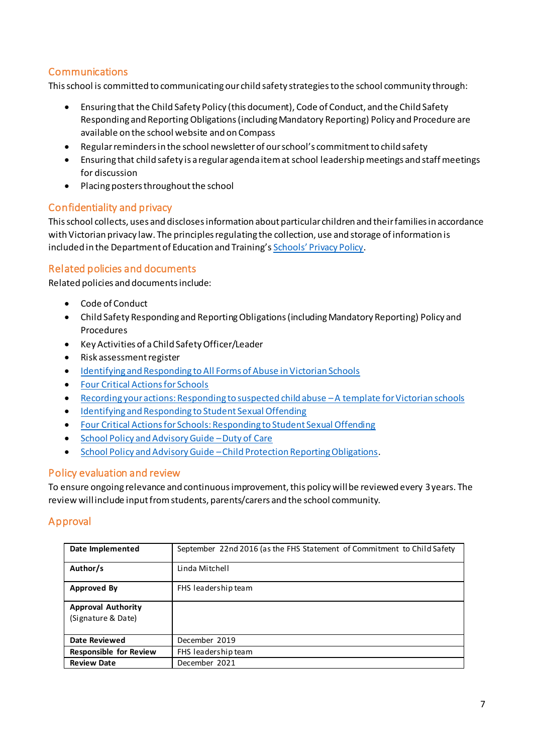## Communications

This school is committed to communicating our child safety strategies to the school community through:

- Ensuring that the Child Safety Policy (this document), Code of Conduct, and the Child Safety Responding and Reporting Obligations (including Mandatory Reporting) Policy and Procedure are available on the school website and on Compass
- Regular reminders in the school newsletter of our school's commitment to child safety
- Ensuring that child safety is a regular agenda item at school leadership meetings and staff meetings for discussion
- Placing posters throughout the school

## Confidentiality and privacy

This school collects, uses and discloses information about particular children and their families in accordance with Victorian privacy law. The principles regulating the collection, use and storage of information is included in the Department of Education and Training's Schools' Privacy Policy.

## Related policies and documents

Related policies and documents include:

- Code of Conduct
- Child Safety Responding and Reporting Obligations (including Mandatory Reporting) Policy and Procedures
- Key Activities of a Child Safety Officer/Leader
- Risk assessment register
- Identifying and Responding to All Forms of Abuse in Victorian Schools
- Four Critical Actions for Schools
- Recording your actions: Responding to suspected child abuse – A template for Victorian schools
- Identifying and Responding to Student Sexual Offending
- Four Critical Actions for Schools: Responding to Student Sexual Offending
- School Policy and Advisory Guide – Duty of Care
- School Policy and Advisory Guide – Child Protection Reporting Obligations.

## Policy evaluation and review

To ensure ongoing relevance and continuous improvement, this policy will be reviewed every 3 years. The review will include input from students, parents/carers and the school community.

## Approval

| | |
|---|---|
| **Date Implemented** | September 22nd 2016 (as the FHS Statement of Commitment to Child Safety |
| **Author/s** | Linda Mitchell |
| **Approved By** | FHS leadership team |
| **Approval Authority** (Signature & Date) | |
| **Date Reviewed** | December 2019 |
| **Responsible for Review** | FHS leadership team |
| **Review Date** | December 2021 |